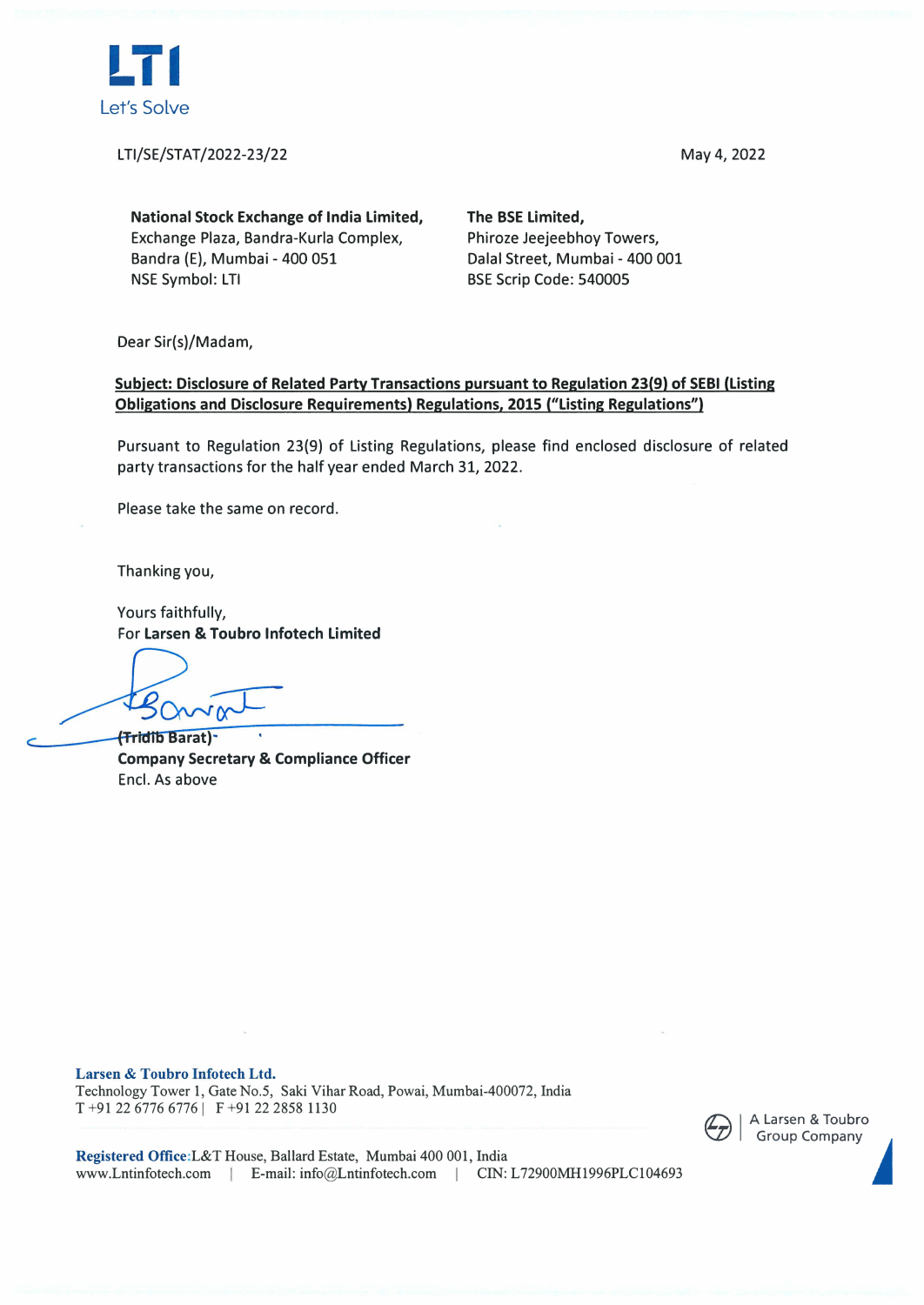LTI
Let's Solve

LTI/SE/STAT/2022-23/22

May 4, 2022

**National Stock Exchange of India Limited,**
Exchange Plaza, Bandra-Kurla Complex,
Bandra (E), Mumbai - 400 051
NSE Symbol: LTI

**The BSE Limited,**
Phiroze Jeejeebhoy Towers,
Dalal Street, Mumbai - 400 001
BSE Scrip Code: 540005

Dear Sir(s)/Madam,

**Subject: Disclosure of Related Party Transactions pursuant to Regulation 23(9) of SEBI (Listing Obligations and Disclosure Requirements) Regulations, 2015 ("Listing Regulations")**

Pursuant to Regulation 23(9) of Listing Regulations, please find enclosed disclosure of related party transactions for the half year ended March 31, 2022.

Please take the same on record.

Thanking you,

Yours faithfully,
For **Larsen & Toubro Infotech Limited**

**(Tridib Barat)**
**Company Secretary & Compliance Officer**
Encl. As above

**Larsen & Toubro Infotech Ltd.**
Technology Tower 1, Gate No.5, Saki Vihar Road, Powai, Mumbai-400072, India
T +91 22 6776 6776 | F +91 22 2858 1130

**Registered Office:** L&T House, Ballard Estate, Mumbai 400 001, India
www.Lntinfotech.com | E-mail: info@Lntinfotech.com | CIN: L72900MH1996PLC104693

A Larsen & Toubro Group Company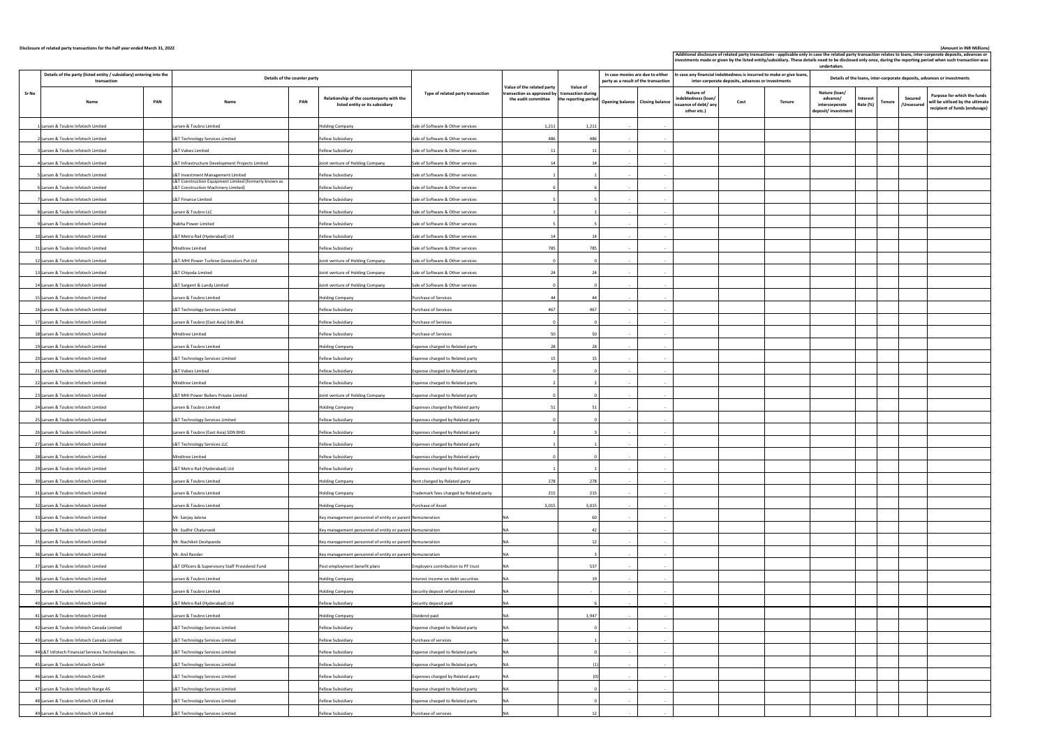**Disclosure of related party transactions for the half year ended March 31, 2022**

**(Amount in INR Millions)**

| Sr No | Details of the party (listed entity / subsidiary) entering into the transaction | | Details of the counter party | | | Type of related party transaction | Value of the related party transaction as approved by the audit committee | Value of transaction during the reporting period | In case monies are due to either party as a result of the transaction | | Additional disclosure of related party transactions - applicable only in case the related party transaction relates to loans, inter-corporate deposits, advances or investments made or given by the listed entity/subsidiary. These details need to be disclosed only once, during the reporting period when such transaction was undertaken. | | | | | | | |
|---|---|---|---|---|---|---|---|---|---|---|---|---|---|---|---|---|---|---|
| | | | | | | | | | | | In case any financial indebtedness is incurred to make or give loans, inter-corporate deposits, advances or investments | | | Details of the loans, inter-corporate deposits, advances or investments | | | | |
| | Name | PAN | Name | PAN | Relationship of the counterparty with the listed entity or its subsidiary | | | | Opening balance | Closing balance | Nature of indebtedness (loan/ issuance of debt/ any other etc.) | Cost | Tenure | Nature (loan/ advance/ intercorporate deposit/ investment | Interest Rate (%) | Tenure | Secured /Unsecured | Purpose for which the funds will be utilised by the ultimate recipient of funds (endusage) |
| 1 | Larsen & Toubro Infotech Limited | | Larsen & Toubro Limited | | Holding Company | Sale of Software & Other services | 1,211 | 1,211 | - | - | | | | | | | | |
| 2 | Larsen & Toubro Infotech Limited | | L&T Technology Services Limited | | Fellow Subsidiary | Sale of Software & Other services | 486 | 486 | - | - | | | | | | | | |
| 3 | Larsen & Toubro Infotech Limited | | L&T Valves Limited | | Fellow Subsidiary | Sale of Software & Other services | 11 | 11 | - | - | | | | | | | | |
| 4 | Larsen & Toubro Infotech Limited | | L&T Infrastructure Development Projects Limited | | Joint venture of Holding Company | Sale of Software & Other services | 14 | 14 | - | - | | | | | | | | |
| 5 | Larsen & Toubro Infotech Limited | | L&T Investment Management Limited | | Fellow Subsidiary | Sale of Software & Other services | 1 | 1 | - | - | | | | | | | | |
| 6 | Larsen & Toubro Infotech Limited | | L&T Construction Equipment Limited (formerly known as L&T Construction Machinery Limited) | | Fellow Subsidiary | Sale of Software & Other services | 6 | 6 | - | - | | | | | | | | |
| 7 | Larsen & Toubro Infotech Limited | | L&T Finance Limited | | Fellow Subsidiary | Sale of Software & Other services | 5 | 5 | - | - | | | | | | | | |
| 8 | Larsen & Toubro Infotech Limited | | Larsen & Toubro LLC | | Fellow Subsidiary | Sale of Software & Other services | 1 | 1 | - | - | | | | | | | | |
| 9 | Larsen & Toubro Infotech Limited | | Nabha Power Limited | | Fellow Subsidiary | Sale of Software & Other services | 5 | 5 | - | - | | | | | | | | |
| 10 | Larsen & Toubro Infotech Limited | | L&T Metro Rail (Hyderabad) Ltd | | Fellow Subsidiary | Sale of Software & Other services | 14 | 14 | - | - | | | | | | | | |
| 11 | Larsen & Toubro Infotech Limited | | Mindtree Limited | | Fellow Subsidiary | Sale of Software & Other services | 785 | 785 | - | - | | | | | | | | |
| 12 | Larsen & Toubro Infotech Limited | | L&T-MHI Power Turbine Generators Pvt Ltd | | Joint venture of Holding Company | Sale of Software & Other services | 0 | 0 | - | - | | | | | | | | |
| 13 | Larsen & Toubro Infotech Limited | | L&T Chiyoda Limited | | Joint venture of Holding Company | Sale of Software & Other services | 24 | 24 | - | - | | | | | | | | |
| 14 | Larsen & Toubro Infotech Limited | | L&T Sargent & Lundy Limited | | Joint venture of Holding Company | Sale of Software & Other services | 0 | 0 | - | - | | | | | | | | |
| 15 | Larsen & Toubro Infotech Limited | | Larsen & Toubro Limited | | Holding Company | Purchase of Services | 44 | 44 | - | - | | | | | | | | |
| 16 | Larsen & Toubro Infotech Limited | | L&T Technology Services Limited | | Fellow Subsidiary | Purchase of Services | 467 | 467 | - | - | | | | | | | | |
| 17 | Larsen & Toubro Infotech Limited | | Larsen & Toubro (East Asia) Sdn.Bhd. | | Fellow Subsidiary | Purchase of Services | 0 | 0 | - | - | | | | | | | | |
| 18 | Larsen & Toubro Infotech Limited | | Mindtree Limited | | Fellow Subsidiary | Purchase of Services | 50 | 50 | - | - | | | | | | | | |
| 19 | Larsen & Toubro Infotech Limited | | Larsen & Toubro Limited | | Holding Company | Expense charged to Related party | 28 | 28 | - | - | | | | | | | | |
| 20 | Larsen & Toubro Infotech Limited | | L&T Technology Services Limited | | Fellow Subsidiary | Expense charged to Related party | 15 | 15 | - | - | | | | | | | | |
| 21 | Larsen & Toubro Infotech Limited | | L&T Valves Limited | | Fellow Subsidiary | Expense charged to Related party | 0 | 0 | - | - | | | | | | | | |
| 22 | Larsen & Toubro Infotech Limited | | Mindtree Limited | | Fellow Subsidiary | Expense charged to Related party | 2 | 2 | - | - | | | | | | | | |
| 23 | Larsen & Toubro Infotech Limited | | L&T MHI Power Boilers Private Limited | | Joint venture of Holding Company | Expense charged to Related party | 0 | 0 | - | - | | | | | | | | |
| 24 | Larsen & Toubro Infotech Limited | | Larsen & Toubro Limited | | Holding Company | Expenses charged by Related party | 51 | 51 | - | - | | | | | | | | |
| 25 | Larsen & Toubro Infotech Limited | | L&T Technology Services Limited | | Fellow Subsidiary | Expenses charged by Related party | 0 | 0 | - | - | | | | | | | | |
| 26 | Larsen & Toubro Infotech Limited | | Larsen & Toubro (East Asia) SDN BHD. | | Fellow Subsidiary | Expenses charged by Related party | 3 | 3 | - | - | | | | | | | | |
| 27 | Larsen & Toubro Infotech Limited | | L&T Technology Services LLC | | Fellow Subsidiary | Expenses charged by Related party | 1 | 1 | - | - | | | | | | | | |
| 28 | Larsen & Toubro Infotech Limited | | Mindtree Limited | | Fellow Subsidiary | Expenses charged by Related party | 0 | 0 | - | - | | | | | | | | |
| 29 | Larsen & Toubro Infotech Limited | | L&T Metro Rail (Hyderabad) Ltd | | Fellow Subsidiary | Expenses charged by Related party | 1 | 1 | - | - | | | | | | | | |
| 30 | Larsen & Toubro Infotech Limited | | Larsen & Toubro Limited | | Holding Company | Rent charged by Related party | 278 | 278 | - | - | | | | | | | | |
| 31 | Larsen & Toubro Infotech Limited | | Larsen & Toubro Limited | | Holding Company | Trademark fees charged by Related party | 215 | 215 | - | - | | | | | | | | |
| 32 | Larsen & Toubro Infotech Limited | | Larsen & Toubro Limited | | Holding Company | Purchase of Asset | 3,015 | 3,015 | - | - | | | | | | | | |
| 33 | Larsen & Toubro Infotech Limited | | Mr. Sanjay Jalona | | Key management personnel of entity or parent | Remuneration | NA | 60 | - | - | | | | | | | | |
| 34 | Larsen & Toubro Infotech Limited | | Mr. Sudhir Chaturvedi | | Key management personnel of entity or parent | Remuneration | NA | 42 | - | - | | | | | | | | |
| 35 | Larsen & Toubro Infotech Limited | | Mr. Nachiket Deshpande | | Key management personnel of entity or parent | Remuneration | NA | 12 | - | - | | | | | | | | |
| 36 | Larsen & Toubro Infotech Limited | | Mr. Anil Rander | | Key management personnel of entity or parent | Remuneration | NA | 3 | - | - | | | | | | | | |
| 37 | Larsen & Toubro Infotech Limited | | L&T Officers & Supervisory Staff Provident Fund | | Post employment benefit plans | Employers contribution to PF trust | NA | 537 | - | - | | | | | | | | |
| 38 | Larsen & Toubro Infotech Limited | | Larsen & Toubro Limited | | Holding Company | Interest income on debt securities | NA | 19 | - | - | | | | | | | | |
| 39 | Larsen & Toubro Infotech Limited | | Larsen & Toubro Limited | | Holding Company | Security deposit refund received | NA | - | - | - | | | | | | | | |
| 40 | Larsen & Toubro Infotech Limited | | L&T Metro Rail (Hyderabad) Ltd | | Fellow Subsidiary | Security deposit paid | NA | 6 | - | - | | | | | | | | |
| 41 | Larsen & Toubro Infotech Limited | | Larsen & Toubro Limited | | Holding Company | Dividend paid | NA | 1,947 | - | - | | | | | | | | |
| 42 | Larsen & Toubro Infotech Canada Limited | | L&T Technology Services Limited | | Fellow Subsidiary | Expense charged to Related party | NA | 0 | - | - | | | | | | | | |
| 43 | Larsen & Toubro Infotech Canada Limited | | L&T Technology Services Limited | | Fellow Subsidiary | Purchase of services | NA | 1 | - | - | | | | | | | | |
| 44 | L&T Infotech Financial Services Technologies Inc. | | L&T Technology Services Limited | | Fellow Subsidiary | Expense charged to Related party | NA | 0 | - | - | | | | | | | | |
| 45 | Larsen & Toubro Infotech GmbH | | L&T Technology Services Limited | | Fellow Subsidiary | Expense charged to Related party | NA | (1) | - | - | | | | | | | | |
| 46 | Larsen & Toubro Infotech GmbH | | L&T Technology Services Limited | | Fellow Subsidiary | Expenses charged by Related party | NA | (0) | - | - | | | | | | | | |
| 47 | Larsen & Toubro Infotech Norge AS | | L&T Technology Services Limited | | Fellow Subsidiary | Expense charged to Related party | NA | 0 | - | - | | | | | | | | |
| 48 | Larsen & Toubro Infotech UK Limited | | L&T Technology Services Limited | | Fellow Subsidiary | Expense charged to Related party | NA | 0 | - | - | | | | | | | | |
| 49 | Larsen & Toubro Infotech UK Limited | | L&T Technology Services Limited | | Fellow Subsidiary | Purchase of services | NA | 12 | - | - | | | | | | | | |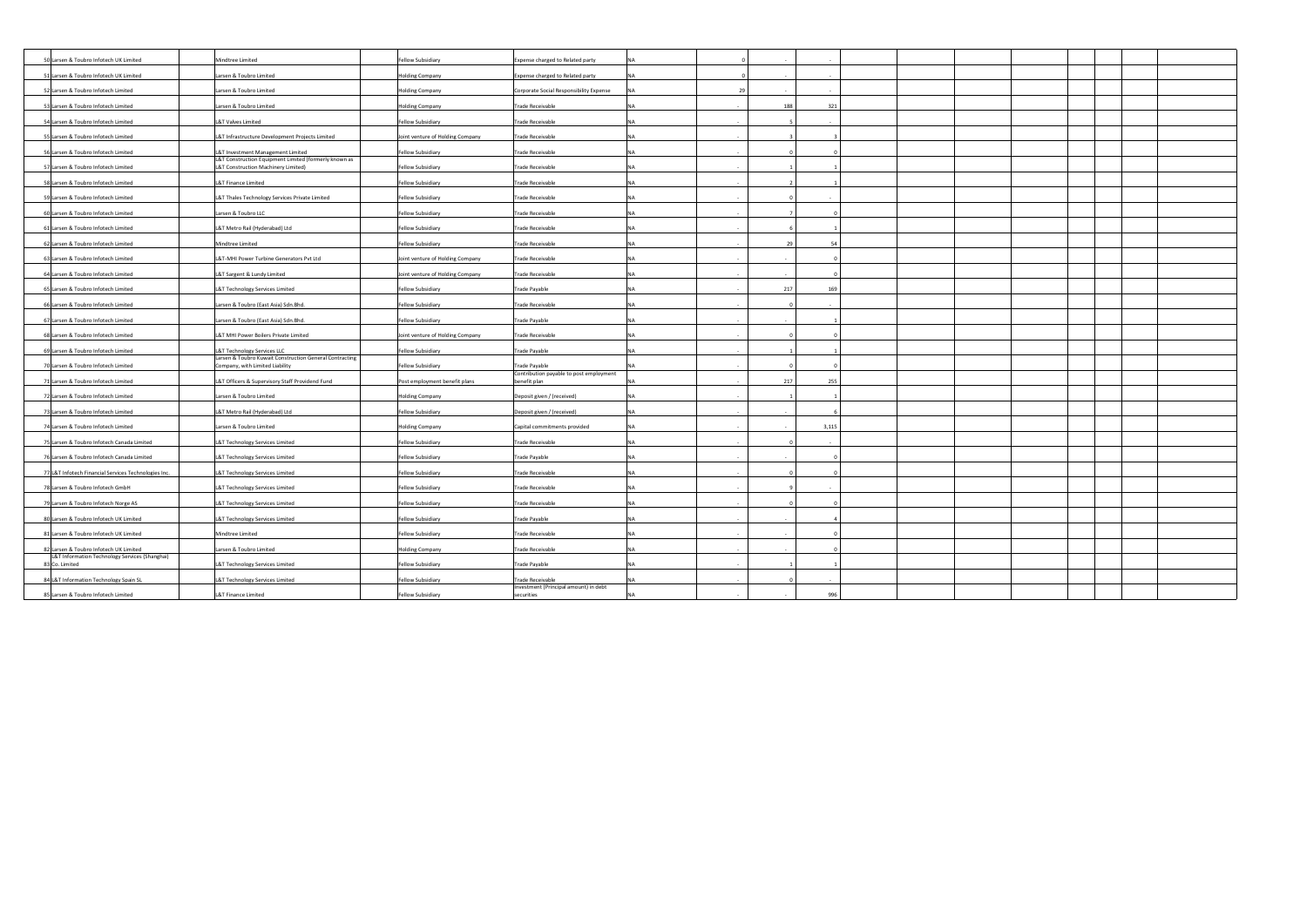| | | | | | | | | |
|---|---|---|---|---|---|---|---|---|
| 50 | Larsen & Toubro Infotech UK Limited | Mindtree Limited | Fellow Subsidiary | Expense charged to Related party | NA | 0 | - | - |
| 51 | Larsen & Toubro Infotech UK Limited | Larsen & Toubro Limited | Holding Company | Expense charged to Related party | NA | 0 | - | - |
| 52 | Larsen & Toubro Infotech Limited | Larsen & Toubro Limited | Holding Company | Corporate Social Responsibility Expense | NA | 29 | - | - |
| 53 | Larsen & Toubro Infotech Limited | Larsen & Toubro Limited | Holding Company | Trade Receivable | NA | - | 188 | 321 |
| 54 | Larsen & Toubro Infotech Limited | L&T Valves Limited | Fellow Subsidiary | Trade Receivable | NA | - | 5 | - |
| 55 | Larsen & Toubro Infotech Limited | L&T Infrastructure Development Projects Limited | Joint venture of Holding Company | Trade Receivable | NA | - | 3 | 3 |
| 56 | Larsen & Toubro Infotech Limited | L&T Investment Management Limited | Fellow Subsidiary | Trade Receivable | NA | - | 0 | 0 |
| 57 | Larsen & Toubro Infotech Limited | L&T Construction Equipment Limited (formerly known as L&T Construction Machinery Limited) | Fellow Subsidiary | Trade Receivable | NA | - | 1 | 1 |
| 58 | Larsen & Toubro Infotech Limited | L&T Finance Limited | Fellow Subsidiary | Trade Receivable | NA | - | 2 | 1 |
| 59 | Larsen & Toubro Infotech Limited | L&T Thales Technology Services Private Limited | Fellow Subsidiary | Trade Receivable | NA | - | 0 | - |
| 60 | Larsen & Toubro Infotech Limited | Larsen & Toubro LLC | Fellow Subsidiary | Trade Receivable | NA | - | 7 | 0 |
| 61 | Larsen & Toubro Infotech Limited | L&T Metro Rail (Hyderabad) Ltd | Fellow Subsidiary | Trade Receivable | NA | - | 6 | 1 |
| 62 | Larsen & Toubro Infotech Limited | Mindtree Limited | Fellow Subsidiary | Trade Receivable | NA | - | 29 | 54 |
| 63 | Larsen & Toubro Infotech Limited | L&T-MHI Power Turbine Generators Pvt Ltd | Joint venture of Holding Company | Trade Receivable | NA | - | - | 0 |
| 64 | Larsen & Toubro Infotech Limited | L&T Sargent & Lundy Limited | Joint venture of Holding Company | Trade Receivable | NA | - | - | 0 |
| 65 | Larsen & Toubro Infotech Limited | L&T Technology Services Limited | Fellow Subsidiary | Trade Payable | NA | - | 217 | 169 |
| 66 | Larsen & Toubro Infotech Limited | Larsen & Toubro (East Asia) Sdn.Bhd. | Fellow Subsidiary | Trade Receivable | NA | - | 0 | - |
| 67 | Larsen & Toubro Infotech Limited | Larsen & Toubro (East Asia) Sdn.Bhd. | Fellow Subsidiary | Trade Payable | NA | - | - | 1 |
| 68 | Larsen & Toubro Infotech Limited | L&T MHI Power Boilers Private Limited | Joint venture of Holding Company | Trade Receivable | NA | - | 0 | 0 |
| 69 | Larsen & Toubro Infotech Limited | L&T Technology Services LLC | Fellow Subsidiary | Trade Payable | NA | - | 1 | 1 |
| 70 | Larsen & Toubro Infotech Limited | Larsen & Toubro Kuwait Construction General Contracting Company, with Limited Liability | Fellow Subsidiary | Trade Payable | NA | - | 0 | 0 |
| 71 | Larsen & Toubro Infotech Limited | L&T Officers & Supervisory Staff Providend Fund | Post employment benefit plans | Contribution payable to post employment benefit plan | NA | - | 217 | 255 |
| 72 | Larsen & Toubro Infotech Limited | Larsen & Toubro Limited | Holding Company | Deposit given / (received) | NA | - | 1 | 1 |
| 73 | Larsen & Toubro Infotech Limited | L&T Metro Rail (Hyderabad) Ltd | Fellow Subsidiary | Deposit given / (received) | NA | - | - | 6 |
| 74 | Larsen & Toubro Infotech Limited | Larsen & Toubro Limited | Holding Company | Capital commitments provided | NA | - | - | 3,115 |
| 75 | Larsen & Toubro Infotech Canada Limited | L&T Technology Services Limited | Fellow Subsidiary | Trade Receivable | NA | - | 0 | - |
| 76 | Larsen & Toubro Infotech Canada Limited | L&T Technology Services Limited | Fellow Subsidiary | Trade Payable | NA | - | - | 0 |
| 77 | L&T Infotech Financial Services Technologies Inc. | L&T Technology Services Limited | Fellow Subsidiary | Trade Receivable | NA | - | 0 | 0 |
| 78 | Larsen & Toubro Infotech GmbH | L&T Technology Services Limited | Fellow Subsidiary | Trade Receivable | NA | - | 9 | - |
| 79 | Larsen & Toubro Infotech Norge AS | L&T Technology Services Limited | Fellow Subsidiary | Trade Receivable | NA | - | 0 | 0 |
| 80 | Larsen & Toubro Infotech UK Limited | L&T Technology Services Limited | Fellow Subsidiary | Trade Payable | NA | - | - | 4 |
| 81 | Larsen & Toubro Infotech UK Limited | Mindtree Limited | Fellow Subsidiary | Trade Receivable | NA | - | - | 0 |
| 82 | Larsen & Toubro Infotech UK Limited | Larsen & Toubro Limited | Holding Company | Trade Receivable | NA | - | - | 0 |
| 83 | L&T Information Technology Services (Shanghai) Co. Limited | L&T Technology Services Limited | Fellow Subsidiary | Trade Payable | NA | - | 1 | 1 |
| 84 | L&T Information Technology Spain SL | L&T Technology Services Limited | Fellow Subsidiary | Trade Receivable | NA | - | 0 | - |
| 85 | Larsen & Toubro Infotech Limited | L&T Finance Limited | Fellow Subsidiary | Investment (Principal amount) in debt securities | NA | - | - | 996 |